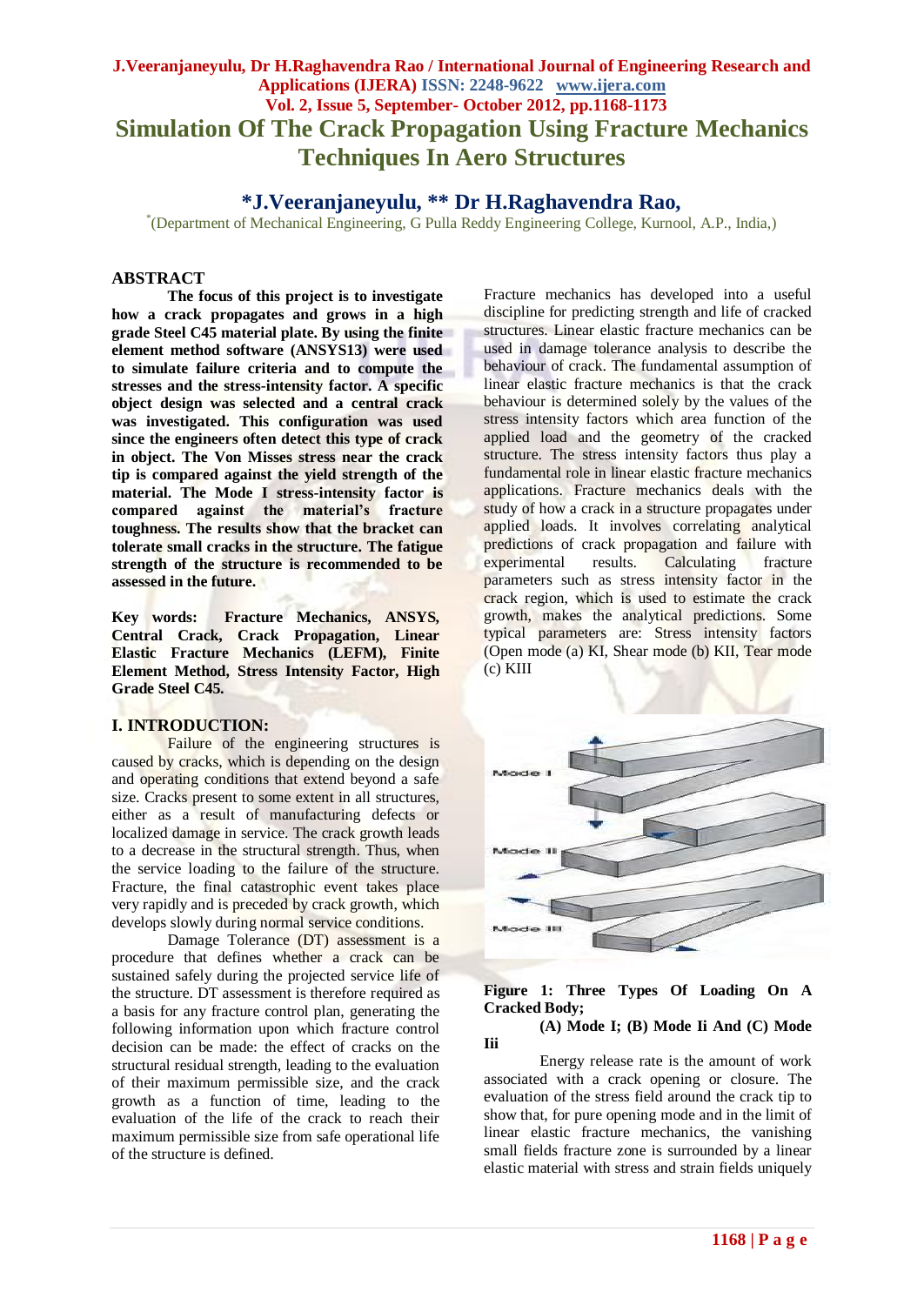# Simulation Of The Crack Propagation Using Fracture Mechanics Techniques In Aero Structures

**\*J.Veeranjaneyulu, \*\* Dr H.Raghavendra Rao,**

[\*](Department of Mechanical Engineering, G Pulla Reddy Engineering College, Kurnool, A.P., India,)

## ABSTRACT

**The focus of this project is to investigate how a crack propagates and grows in a high grade Steel C45 material plate. By using the finite element method software (ANSYS13) were used to simulate failure criteria and to compute the stresses and the stress-intensity factor. A specific object design was selected and a central crack was investigated. This configuration was used since the engineers often detect this type of crack in object. The Von Misses stress near the crack tip is compared against the yield strength of the material. The Mode I stress-intensity factor is compared against the material's fracture toughness. The results show that the bracket can tolerate small cracks in the structure. The fatigue strength of the structure is recommended to be assessed in the future.**

**Key words: Fracture Mechanics, ANSYS, Central Crack, Crack Propagation, Linear Elastic Fracture Mechanics (LEFM), Finite Element Method, Stress Intensity Factor, High Grade Steel C45.**

## I. INTRODUCTION:

Failure of the engineering structures is caused by cracks, which is depending on the design and operating conditions that extend beyond a safe size. Cracks present to some extent in all structures, either as a result of manufacturing defects or localized damage in service. The crack growth leads to a decrease in the structural strength. Thus, when the service loading to the failure of the structure. Fracture, the final catastrophic event takes place very rapidly and is preceded by crack growth, which develops slowly during normal service conditions.

Damage Tolerance (DT) assessment is a procedure that defines whether a crack can be sustained safely during the projected service life of the structure. DT assessment is therefore required as a basis for any fracture control plan, generating the following information upon which fracture control decision can be made: the effect of cracks on the structural residual strength, leading to the evaluation of their maximum permissible size, and the crack growth as a function of time, leading to the evaluation of the life of the crack to reach their maximum permissible size from safe operational life of the structure is defined.

Fracture mechanics has developed into a useful discipline for predicting strength and life of cracked structures. Linear elastic fracture mechanics can be used in damage tolerance analysis to describe the behaviour of crack. The fundamental assumption of linear elastic fracture mechanics is that the crack behaviour is determined solely by the values of the stress intensity factors which area function of the applied load and the geometry of the cracked structure. The stress intensity factors thus play a fundamental role in linear elastic fracture mechanics applications. Fracture mechanics deals with the study of how a crack in a structure propagates under applied loads. It involves correlating analytical predictions of crack propagation and failure with experimental results. Calculating fracture parameters such as stress intensity factor in the crack region, which is used to estimate the crack growth, makes the analytical predictions. Some typical parameters are: Stress intensity factors (Open mode (a) KI, Shear mode (b) KII, Tear mode (c) KIII

**Figure 1: Three Types Of Loading On A Cracked Body;**
**(A) Mode I; (B) Mode Ii And (C) Mode Iii**

Energy release rate is the amount of work associated with a crack opening or closure. The evaluation of the stress field around the crack tip to show that, for pure opening mode and in the limit of linear elastic fracture mechanics, the vanishing small fields fracture zone is surrounded by a linear elastic material with stress and strain fields uniquely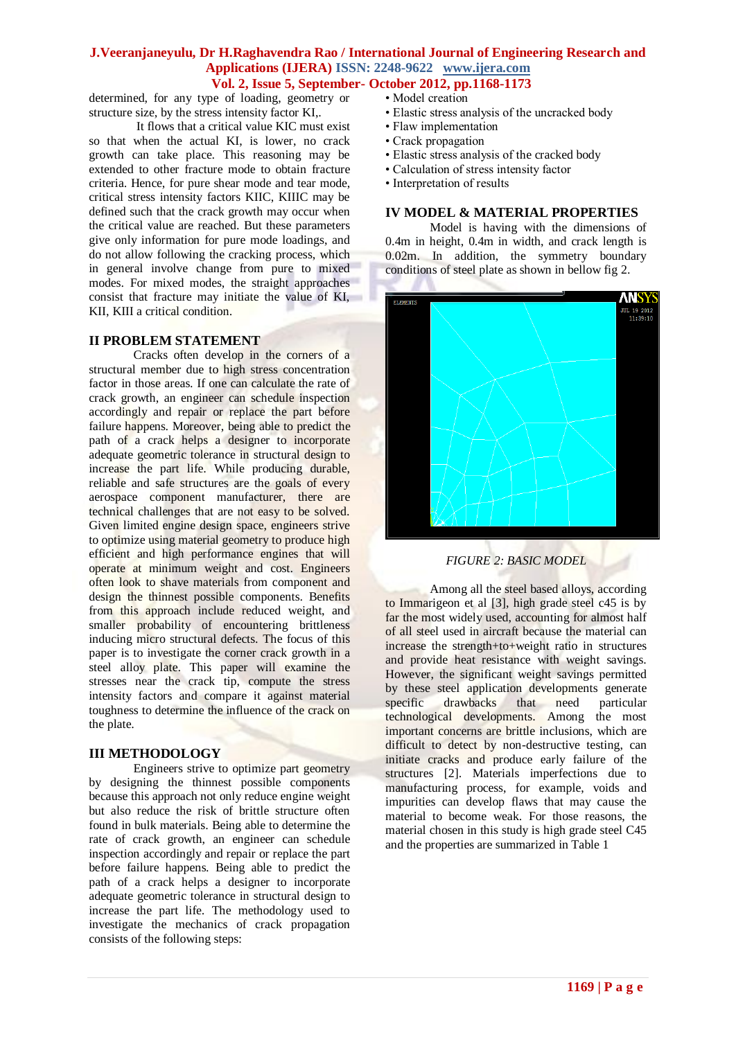determined, for any type of loading, geometry or structure size, by the stress intensity factor KI,.

It flows that a critical value KIC must exist so that when the actual KI, is lower, no crack growth can take place. This reasoning may be extended to other fracture mode to obtain fracture criteria. Hence, for pure shear mode and tear mode, critical stress intensity factors KIIC, KIIIC may be defined such that the crack growth may occur when the critical value are reached. But these parameters give only information for pure mode loadings, and do not allow following the cracking process, which in general involve change from pure to mixed modes. For mixed modes, the straight approaches consist that fracture may initiate the value of KI, KII, KIII a critical condition.

## II PROBLEM STATEMENT

Cracks often develop in the corners of a structural member due to high stress concentration factor in those areas. If one can calculate the rate of crack growth, an engineer can schedule inspection accordingly and repair or replace the part before failure happens. Moreover, being able to predict the path of a crack helps a designer to incorporate adequate geometric tolerance in structural design to increase the part life. While producing durable, reliable and safe structures are the goals of every aerospace component manufacturer, there are technical challenges that are not easy to be solved. Given limited engine design space, engineers strive to optimize using material geometry to produce high efficient and high performance engines that will operate at minimum weight and cost. Engineers often look to shave materials from component and design the thinnest possible components. Benefits from this approach include reduced weight, and smaller probability of encountering brittleness inducing micro structural defects. The focus of this paper is to investigate the corner crack growth in a steel alloy plate. This paper will examine the stresses near the crack tip, compute the stress intensity factors and compare it against material toughness to determine the influence of the crack on the plate.

## III METHODOLOGY

Engineers strive to optimize part geometry by designing the thinnest possible components because this approach not only reduce engine weight but also reduce the risk of brittle structure often found in bulk materials. Being able to determine the rate of crack growth, an engineer can schedule inspection accordingly and repair or replace the part before failure happens. Being able to predict the path of a crack helps a designer to incorporate adequate geometric tolerance in structural design to increase the part life. The methodology used to investigate the mechanics of crack propagation consists of the following steps:

- Model creation
- Elastic stress analysis of the uncracked body
- Flaw implementation
- Crack propagation
- Elastic stress analysis of the cracked body
- Calculation of stress intensity factor
- Interpretation of results

## IV MODEL & MATERIAL PROPERTIES

Model is having with the dimensions of 0.4m in height, 0.4m in width, and crack length is 0.02m. In addition, the symmetry boundary conditions of steel plate as shown in bellow fig 2.

*FIGURE 2: BASIC MODEL*

Among all the steel based alloys, according to Immarigeon et al [3], high grade steel c45 is by far the most widely used, accounting for almost half of all steel used in aircraft because the material can increase the strength+to+weight ratio in structures and provide heat resistance with weight savings. However, the significant weight savings permitted by these steel application developments generate specific drawbacks that need particular technological developments. Among the most important concerns are brittle inclusions, which are difficult to detect by non-destructive testing, can initiate cracks and produce early failure of the structures [2]. Materials imperfections due to manufacturing process, for example, voids and impurities can develop flaws that may cause the material to become weak. For those reasons, the material chosen in this study is high grade steel C45 and the properties are summarized in Table 1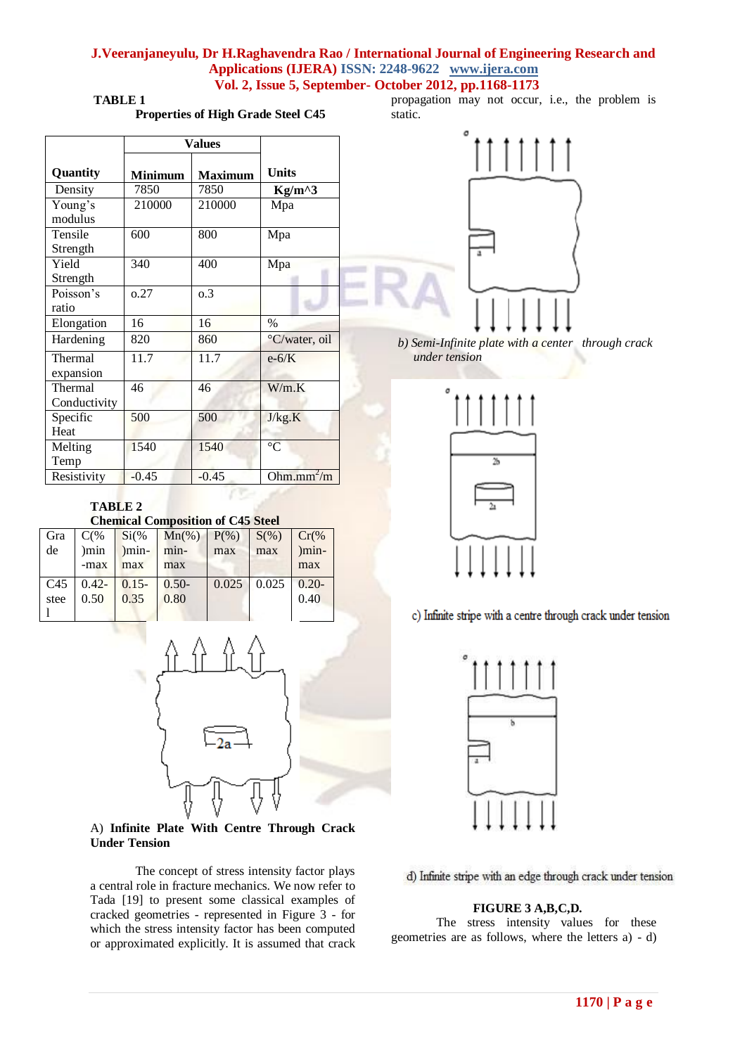**TABLE 1**

**Properties of High Grade Steel C45**

| Quantity | Values | | Units |
|---|---|---|---|
| | Minimum | Maximum | |
| Density | 7850 | 7850 | Kg/m^3 |
| Young's modulus | 210000 | 210000 | Mpa |
| Tensile Strength | 600 | 800 | Mpa |
| Yield Strength | 340 | 400 | Mpa |
| Poisson's ratio | 0.27 | o.3 | |
| Elongation | 16 | 16 | % |
| Hardening | 820 | 860 | °C/water, oil |
| Thermal expansion | 11.7 | 11.7 | e-6/K |
| Thermal Conductivity | 46 | 46 | W/m.K |
| Specific Heat | 500 | 500 | J/kg.K |
| Melting Temp | 1540 | 1540 | °C |
| Resistivity | -0.45 | -0.45 | Ohm.mm$^2$/m |

**TABLE 2**

**Chemical Composition of C45 Steel**

| Grade | C(%)min-max | Si(%)min-max | Mn(%) min-max | P(%) max | S(%) max | Cr(%)min-max |
|---|---|---|---|---|---|---|
| C45 steel | 0.42-0.50 | 0.15-0.35 | 0.50-0.80 | 0.025 | 0.025 | 0.20-0.40 |

A) **Infinite Plate With Centre Through Crack Under Tension**

The concept of stress intensity factor plays a central role in fracture mechanics. We now refer to Tada [19] to present some classical examples of cracked geometries - represented in Figure 3 - for which the stress intensity factor has been computed or approximated explicitly. It is assumed that crack propagation may not occur, i.e., the problem is static.

*b) Semi-Infinite plate with a center through crack under tension*

c) Infinite stripe with a centre through crack under tension

d) Infinite stripe with an edge through crack under tension

**FIGURE 3 A,B,C,D.**

The stress intensity values for these geometries are as follows, where the letters a) - d)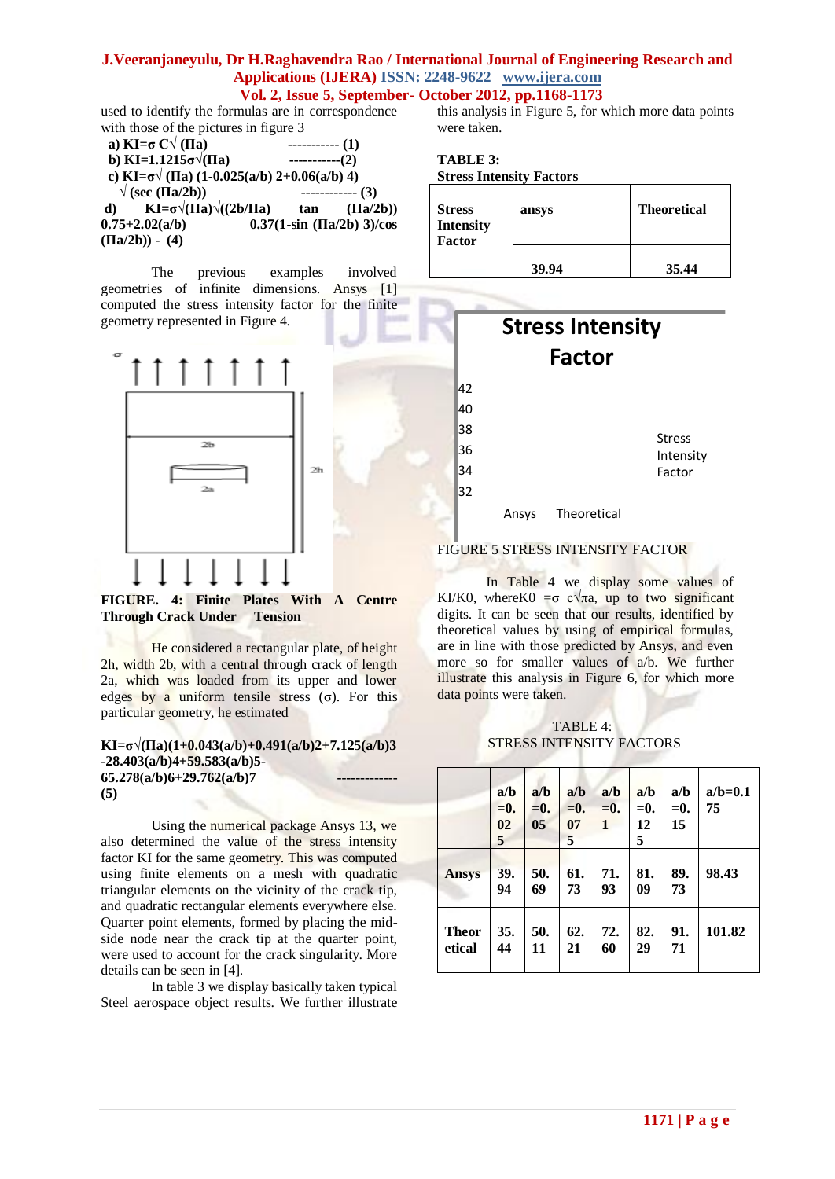used to identify the formulas are in correspondence with those of the pictures in figure 3

**a)** $K_I = \sigma C \sqrt{(\Pi a)}$ ----------- (1)

**b)** $K_I = 1.1215\sigma\sqrt{(\Pi a)}$ -----------(2)

**c)** $K_I = \sigma\sqrt{(\Pi a)}\,(1-0.025(a/b)^2+0.06(a/b)^4)\sqrt{(\sec(\Pi a/2b))}$ ------------ (3)

**d)** $K_I = \sigma\sqrt{(\Pi a)}\sqrt{((2b/\Pi a)\tan(\Pi a/2b))}\ 0.75+2.02(a/b)\ 0.37(1-\sin(\Pi a/2b))^3/\cos(\Pi a/2b))$ - (4)

The previous examples involved geometries of infinite dimensions. Ansys [1] computed the stress intensity factor for the finite geometry represented in Figure 4.

**FIGURE. 4: Finite Plates With A Centre Through Crack Under Tension**

He considered a rectangular plate, of height 2h, width 2b, with a central through crack of length 2a, which was loaded from its upper and lower edges by a uniform tensile stress (σ). For this particular geometry, he estimated

$$K_I = \sigma\sqrt{(\Pi a)}(1+0.043(a/b)+0.491(a/b)^2+7.125(a/b)^3-28.403(a/b)^4+59.583(a/b)^5-65.278(a/b)^6+29.762(a/b)^7 \quad (5)$$

Using the numerical package Ansys 13, we also determined the value of the stress intensity factor $K_I$ for the same geometry. This was computed using finite elements on a mesh with quadratic triangular elements on the vicinity of the crack tip, and quadratic rectangular elements everywhere else. Quarter point elements, formed by placing the mid-side node near the crack tip at the quarter point, were used to account for the crack singularity. More details can be seen in [4].

In table 3 we display basically taken typical Steel aerospace object results. We further illustrate this analysis in Figure 5, for which more data points were taken.

**TABLE 3:**
**Stress Intensity Factors**

| Stress Intensity Factor | ansys | Theoretical |
|---|---|---|
| | 39.94 | 35.44 |

FIGURE 5 STRESS INTENSITY FACTOR

In Table 4 we display some values of $K_I/K_0$, where $K_0 = \sigma c\sqrt{\pi a}$, up to two significant digits. It can be seen that our results, identified by theoretical values by using of empirical formulas, are in line with those predicted by Ansys, and even more so for smaller values of a/b. We further illustrate this analysis in Figure 6, for which more data points were taken.

TABLE 4:
STRESS INTENSITY FACTORS

| | a/b =0.025 | a/b =0.05 | a/b =0.075 | a/b =0.1 | a/b =0.125 | a/b =0.15 | a/b=0.175 |
|---|---|---|---|---|---|---|---|
| **Ansys** | 39.94 | 50.69 | 61.73 | 71.93 | 81.09 | 89.73 | 98.43 |
| **Theoretical** | 35.44 | 50.11 | 62.21 | 72.60 | 82.29 | 91.71 | 101.82 |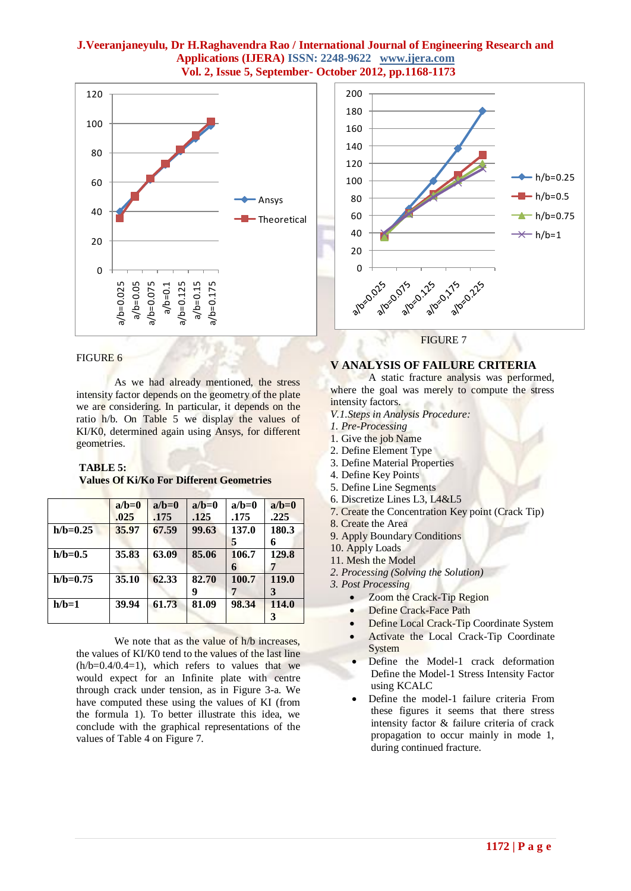FIGURE 6

As we had already mentioned, the stress intensity factor depends on the geometry of the plate we are considering. In particular, it depends on the ratio h/b. On Table 5 we display the values of KI/K0, determined again using Ansys, for different geometries.

**TABLE 5:**
**Values Of Ki/Ko For Different Geometries**

| | a/b=0.025 | a/b=0.175 | a/b=0.125 | a/b=0.175 | a/b=0.225 |
|---|---|---|---|---|---|
| **h/b=0.25** | **35.97** | **67.59** | **99.63** | **137.05** | **180.36** |
| **h/b=0.5** | **35.83** | **63.09** | **85.06** | **106.76** | **129.87** |
| **h/b=0.75** | **35.10** | **62.33** | **82.709** | **100.77** | **119.03** |
| **h/b=1** | **39.94** | **61.73** | **81.09** | **98.34** | **114.03** |

We note that as the value of h/b increases, the values of KI/K0 tend to the values of the last line (h/b=0.4/0.4=1), which refers to values that we would expect for an Infinite plate with centre through crack under tension, as in Figure 3-a. We have computed these using the values of KI (from the formula 1). To better illustrate this idea, we conclude with the graphical representations of the values of Table 4 on Figure 7.

FIGURE 7

## V ANALYSIS OF FAILURE CRITERIA

A static fracture analysis was performed, where the goal was merely to compute the stress intensity factors.

*V.1.Steps in Analysis Procedure:*

*1. Pre-Processing*

1. Give the job Name
2. Define Element Type
3. Define Material Properties
4. Define Key Points
5. Define Line Segments
6. Discretize Lines L3, L4&L5
7. Create the Concentration Key point (Crack Tip)
8. Create the Area
9. Apply Boundary Conditions
10. Apply Loads
11. Mesh the Model

*2. Processing (Solving the Solution)*

*3. Post Processing*

- Zoom the Crack-Tip Region
- Define Crack-Face Path
- Define Local Crack-Tip Coordinate System
- Activate the Local Crack-Tip Coordinate System
- Define the Model-1 crack deformation Define the Model-1 Stress Intensity Factor using KCALC
- Define the model-1 failure criteria From these figures it seems that there stress intensity factor & failure criteria of crack propagation to occur mainly in mode 1, during continued fracture.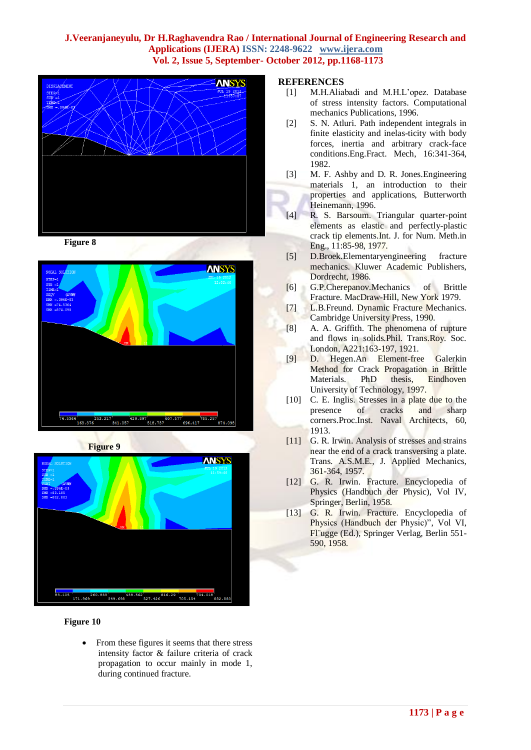Figure 8

Figure 9

Figure 10

- From these figures it seems that there stress intensity factor & failure criteria of crack propagation to occur mainly in mode 1, during continued fracture.

## REFERENCES

[1] M.H.Aliabadi and M.H.L'opez. Database of stress intensity factors. Computational mechanics Publications, 1996.

[2] S. N. Atluri. Path independent integrals in finite elasticity and inelas-ticity with body forces, inertia and arbitrary crack-face conditions.Eng.Fract. Mech, 16:341-364, 1982.

[3] M. F. Ashby and D. R. Jones.Engineering materials 1, an introduction to their properties and applications, Butterworth Heinemann, 1996.

[4] R. S. Barsoum. Triangular quarter-point elements as elastic and perfectly-plastic crack tip elements.Int. J. for Num. Meth.in Eng., 11:85-98, 1977.

[5] D.Broek.Elementaryengineering fracture mechanics. Kluwer Academic Publishers, Dordrecht, 1986.

[6] G.P.Cherepanov.Mechanics of Brittle Fracture. MacDraw-Hill, New York 1979.

[7] L.B.Freund. Dynamic Fracture Mechanics. Cambridge University Press, 1990.

[8] A. A. Griffith. The phenomena of rupture and flows in solids.Phil. Trans.Roy. Soc. London, A221:163-197, 1921.

[9] D. Hegen.An Element-free Galerkin Method for Crack Propagation in Brittle Materials. PhD thesis, Eindhoven University of Technology, 1997.

[10] C. E. Inglis. Stresses in a plate due to the presence of cracks and sharp corners.Proc.Inst. Naval Architects, 60, 1913.

[11] G. R. Irwin. Analysis of stresses and strains near the end of a crack transversing a plate. Trans. A.S.M.E., J. Applied Mechanics, 361-364, 1957.

[12] G. R. Irwin. Fracture. Encyclopedia of Physics (Handbuch der Physic), Vol IV, Springer, Berlin, 1958.

[13] G. R. Irwin. Fracture. Encyclopedia of Physics (Handbuch der Physic)", Vol VI, Fl¨ugge (Ed.), Springer Verlag, Berlin 551-590, 1958.